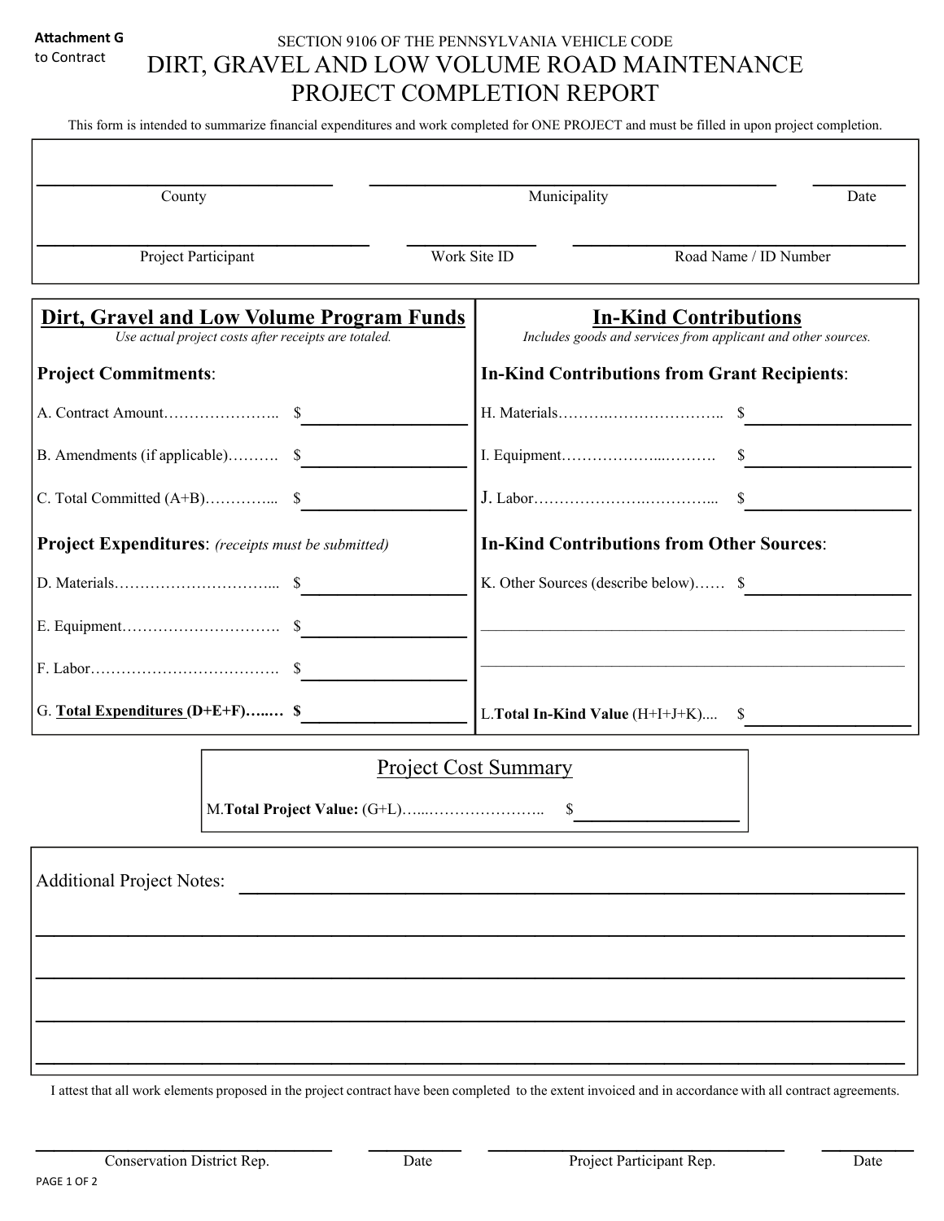**Attachment G**
to Contract

SECTION 9106 OF THE PENNSYLVANIA VEHICLE CODE

# DIRT, GRAVEL AND LOW VOLUME ROAD MAINTENANCE PROJECT COMPLETION REPORT

This form is intended to summarize financial expenditures and work completed for ONE PROJECT and must be filled in upon project completion.

| County | Municipality | Date |
|---|---|---|
| | | |

| Project Participant | Work Site ID | Road Name / ID Number |
|---|---|---|
| | | |

## Dirt, Gravel and Low Volume Program Funds

*Use actual project costs after receipts are totaled.*

**Project Commitments**:

A. Contract Amount………………….. $__________________

B. Amendments (if applicable)………. $__________________

C. Total Committed (A+B)…………... $__________________

**Project Expenditures**: *(receipts must be submitted)*

D. Materials…………………………... $__________________

E. Equipment…………………………. $__________________

F. Labor………………………………. $__________________

G. **Total Expenditures (D+E+F)…..…** **$**__________________

## In-Kind Contributions

*Includes goods and services from applicant and other sources.*

**In-Kind Contributions from Grant Recipients**:

H. Materials……….………………….. $__________________

I. Equipment………………...………. $__________________

J. Labor…………………….………... $__________________

**In-Kind Contributions from Other Sources**:

K. Other Sources (describe below)…… $__________________

______________________________________________________

______________________________________________________

L.**Total In-Kind Value** (H+I+J+K).... $__________________

## Project Cost Summary

M.**Total Project Value:** (G+L)…..………………….. $__________________

Additional Project Notes: ______________________________________________________

______________________________________________________

______________________________________________________

______________________________________________________

______________________________________________________

I attest that all work elements proposed in the project contract have been completed to the extent invoiced and in accordance with all contract agreements.

| Conservation District Rep. | Date | Project Participant Rep. | Date |
|---|---|---|---|
| | | | |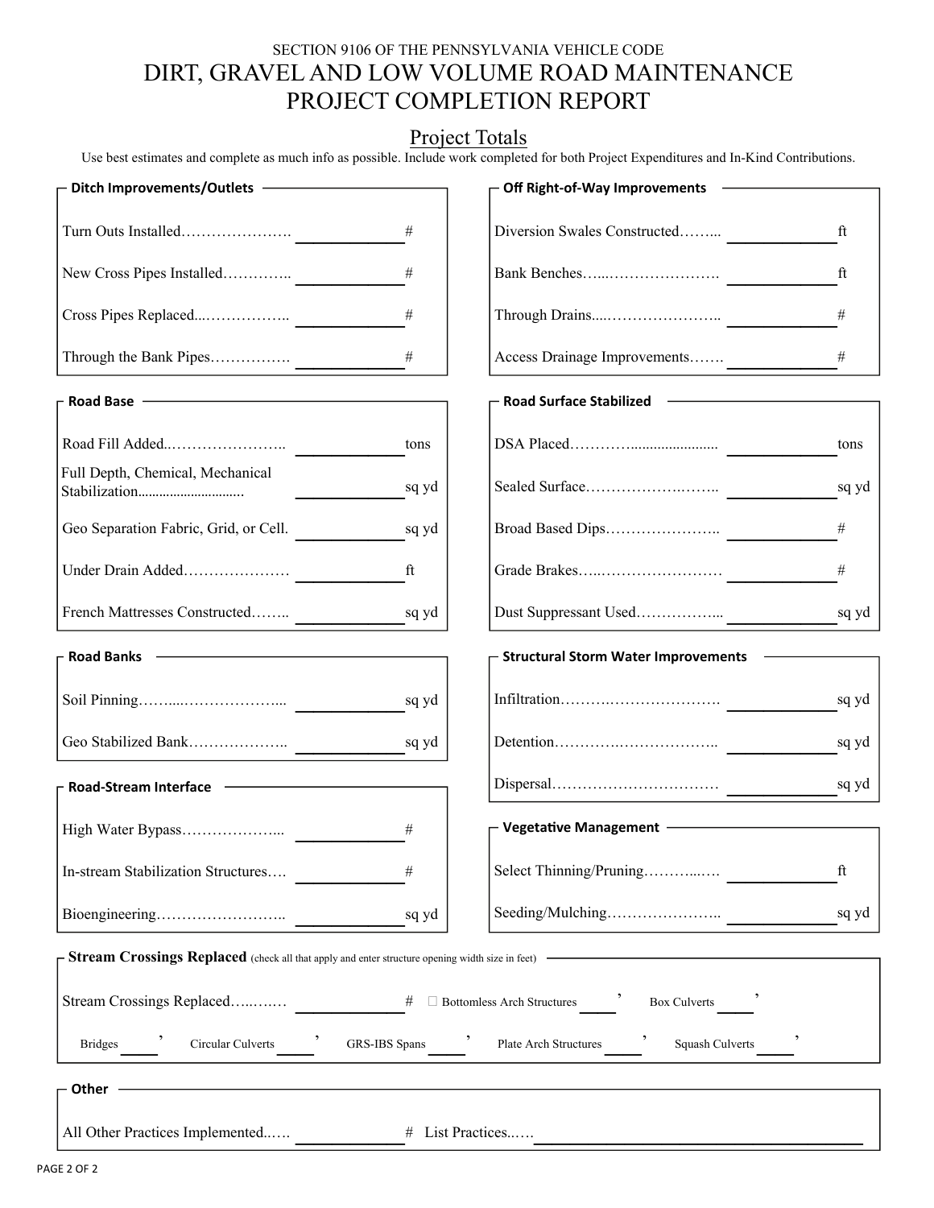SECTION 9106 OF THE PENNSYLVANIA VEHICLE CODE

# DIRT, GRAVEL AND LOW VOLUME ROAD MAINTENANCE PROJECT COMPLETION REPORT

## Project Totals

Use best estimates and complete as much info as possible. Include work completed for both Project Expenditures and In-Kind Contributions.

### Ditch Improvements/Outlets

Turn Outs Installed…………………. ____________ #

New Cross Pipes Installed………….. ____________ #

Cross Pipes Replaced...…………….. ____________ #

Through the Bank Pipes……………. ____________ #

### Off Right-of-Way Improvements

Diversion Swales Constructed……... ____________ ft

Bank Benches…...…………………. ____________ ft

Through Drains....………………….. ____________ #

Access Drainage Improvements……. ____________ #

### Road Base

Road Fill Added..………………….. ____________ tons

Full Depth, Chemical, Mechanical Stabilization............................ ____________ sq yd

Geo Separation Fabric, Grid, or Cell. ____________ sq yd

Under Drain Added………………… ____________ ft

French Mattresses Constructed…….. ____________ sq yd

### Road Surface Stabilized

DSA Placed…………...................... ____________ tons

Sealed Surface……………….…….. ____________ sq yd

Broad Based Dips………………….. ____________ #

Grade Brakes…..…………………… ____________ #

Dust Suppressant Used……………... ____________ sq yd

### Road Banks

Soil Pinning……...………………... ____________ sq yd

Geo Stabilized Bank……………….. ____________ sq yd

### Structural Storm Water Improvements

Infiltration……….…………………. ____________ sq yd

Detention………….……………….. ____________ sq yd

Dispersal…………………………… ____________ sq yd

### Road-Stream Interface

High Water Bypass………………... ____________ #

In-stream Stabilization Structures…. ____________ #

Bioengineering…………………….. ____________ sq yd

### Vegetative Management

Select Thinning/Pruning………...…. ____________ ft

Seeding/Mulching………………….. ____________ sq yd

### Stream Crossings Replaced (check all that apply and enter structure opening width size in feet)

Stream Crossings Replaced…..….… ____________ # ☐ Bottomless Arch Structures ____' Box Culverts ____'

Bridges ____' Circular Culverts ____' GRS-IBS Spans ____' Plate Arch Structures ____' Squash Culverts ____'

### Other

All Other Practices Implemented..…. ____________ # List Practices..…. ________________________________________